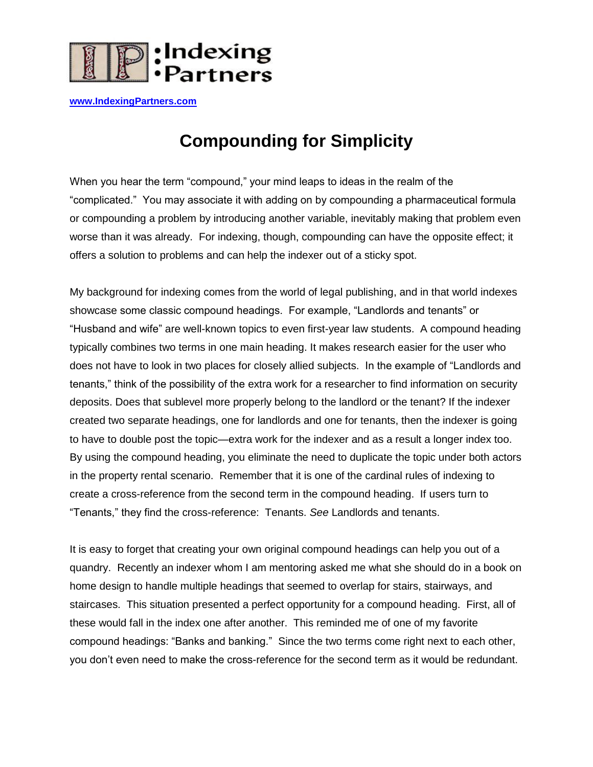:Indexing
•Partners

www.IndexingPartners.com

# Compounding for Simplicity

When you hear the term "compound," your mind leaps to ideas in the realm of the "complicated." You may associate it with adding on by compounding a pharmaceutical formula or compounding a problem by introducing another variable, inevitably making that problem even worse than it was already. For indexing, though, compounding can have the opposite effect; it offers a solution to problems and can help the indexer out of a sticky spot.

My background for indexing comes from the world of legal publishing, and in that world indexes showcase some classic compound headings. For example, "Landlords and tenants" or "Husband and wife" are well-known topics to even first-year law students. A compound heading typically combines two terms in one main heading. It makes research easier for the user who does not have to look in two places for closely allied subjects. In the example of "Landlords and tenants," think of the possibility of the extra work for a researcher to find information on security deposits. Does that sublevel more properly belong to the landlord or the tenant? If the indexer created two separate headings, one for landlords and one for tenants, then the indexer is going to have to double post the topic—extra work for the indexer and as a result a longer index too. By using the compound heading, you eliminate the need to duplicate the topic under both actors in the property rental scenario. Remember that it is one of the cardinal rules of indexing to create a cross-reference from the second term in the compound heading. If users turn to "Tenants," they find the cross-reference: Tenants. *See* Landlords and tenants.

It is easy to forget that creating your own original compound headings can help you out of a quandry. Recently an indexer whom I am mentoring asked me what she should do in a book on home design to handle multiple headings that seemed to overlap for stairs, stairways, and staircases. This situation presented a perfect opportunity for a compound heading. First, all of these would fall in the index one after another. This reminded me of one of my favorite compound headings: "Banks and banking." Since the two terms come right next to each other, you don't even need to make the cross-reference for the second term as it would be redundant.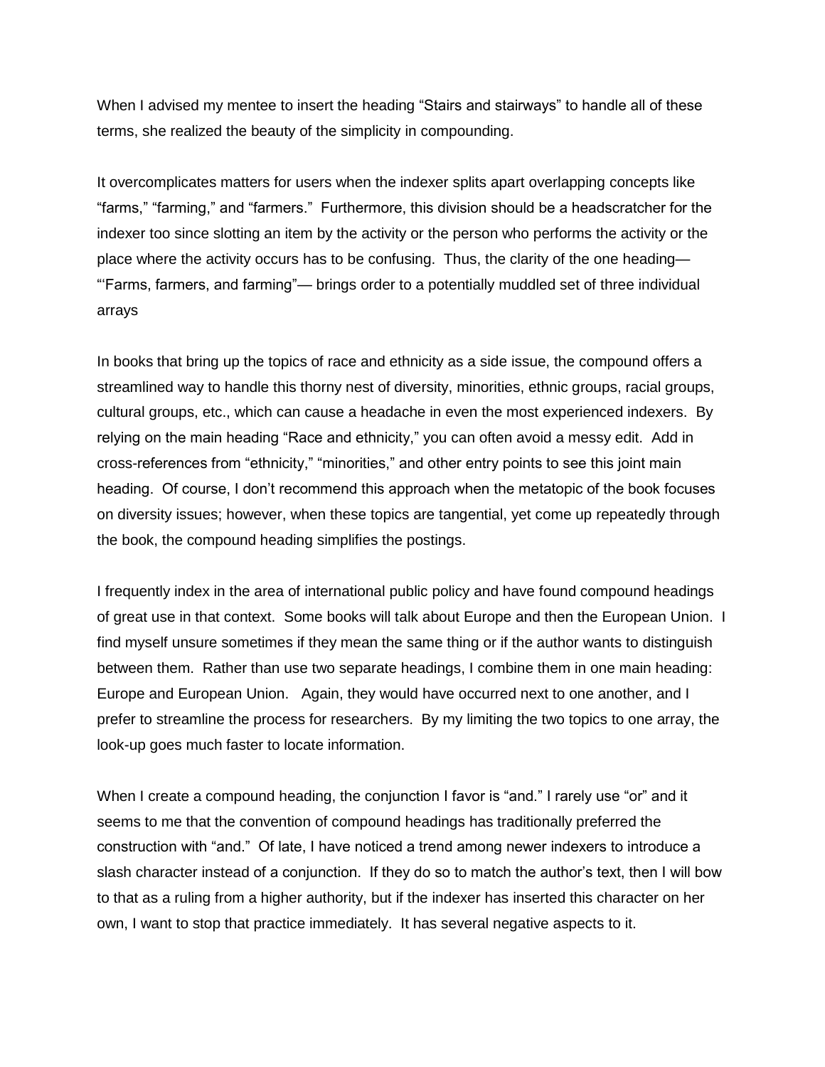When I advised my mentee to insert the heading "Stairs and stairways" to handle all of these terms, she realized the beauty of the simplicity in compounding.

It overcomplicates matters for users when the indexer splits apart overlapping concepts like "farms," "farming," and "farmers." Furthermore, this division should be a headscratcher for the indexer too since slotting an item by the activity or the person who performs the activity or the place where the activity occurs has to be confusing. Thus, the clarity of the one heading—"'Farms, farmers, and farming"— brings order to a potentially muddled set of three individual arrays

In books that bring up the topics of race and ethnicity as a side issue, the compound offers a streamlined way to handle this thorny nest of diversity, minorities, ethnic groups, racial groups, cultural groups, etc., which can cause a headache in even the most experienced indexers. By relying on the main heading "Race and ethnicity," you can often avoid a messy edit. Add in cross-references from "ethnicity," "minorities," and other entry points to see this joint main heading. Of course, I don't recommend this approach when the metatopic of the book focuses on diversity issues; however, when these topics are tangential, yet come up repeatedly through the book, the compound heading simplifies the postings.

I frequently index in the area of international public policy and have found compound headings of great use in that context. Some books will talk about Europe and then the European Union. I find myself unsure sometimes if they mean the same thing or if the author wants to distinguish between them. Rather than use two separate headings, I combine them in one main heading: Europe and European Union. Again, they would have occurred next to one another, and I prefer to streamline the process for researchers. By my limiting the two topics to one array, the look-up goes much faster to locate information.

When I create a compound heading, the conjunction I favor is "and." I rarely use "or" and it seems to me that the convention of compound headings has traditionally preferred the construction with "and." Of late, I have noticed a trend among newer indexers to introduce a slash character instead of a conjunction. If they do so to match the author's text, then I will bow to that as a ruling from a higher authority, but if the indexer has inserted this character on her own, I want to stop that practice immediately. It has several negative aspects to it.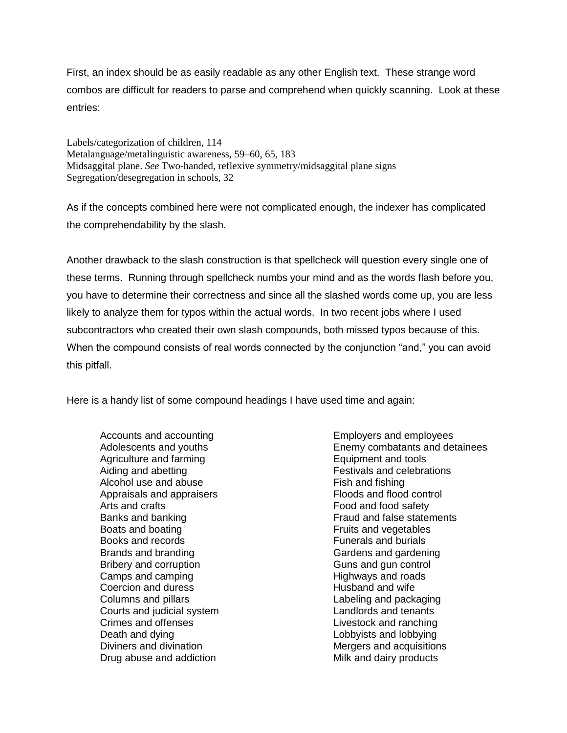First, an index should be as easily readable as any other English text. These strange word combos are difficult for readers to parse and comprehend when quickly scanning. Look at these entries:

Labels/categorization of children, 114
Metalanguage/metalinguistic awareness, 59–60, 65, 183
Midsaggital plane. *See* Two-handed, reflexive symmetry/midsaggital plane signs
Segregation/desegregation in schools, 32

As if the concepts combined here were not complicated enough, the indexer has complicated the comprehendability by the slash.

Another drawback to the slash construction is that spellcheck will question every single one of these terms. Running through spellcheck numbs your mind and as the words flash before you, you have to determine their correctness and since all the slashed words come up, you are less likely to analyze them for typos within the actual words. In two recent jobs where I used subcontractors who created their own slash compounds, both missed typos because of this. When the compound consists of real words connected by the conjunction "and," you can avoid this pitfall.

Here is a handy list of some compound headings I have used time and again:

Accounts and accounting
Adolescents and youths
Agriculture and farming
Aiding and abetting
Alcohol use and abuse
Appraisals and appraisers
Arts and crafts
Banks and banking
Boats and boating
Books and records
Brands and branding
Bribery and corruption
Camps and camping
Coercion and duress
Columns and pillars
Courts and judicial system
Crimes and offenses
Death and dying
Diviners and divination
Drug abuse and addiction
Employers and employees
Enemy combatants and detainees
Equipment and tools
Festivals and celebrations
Fish and fishing
Floods and flood control
Food and food safety
Fraud and false statements
Fruits and vegetables
Funerals and burials
Gardens and gardening
Guns and gun control
Highways and roads
Husband and wife
Labeling and packaging
Landlords and tenants
Livestock and ranching
Lobbyists and lobbying
Mergers and acquisitions
Milk and dairy products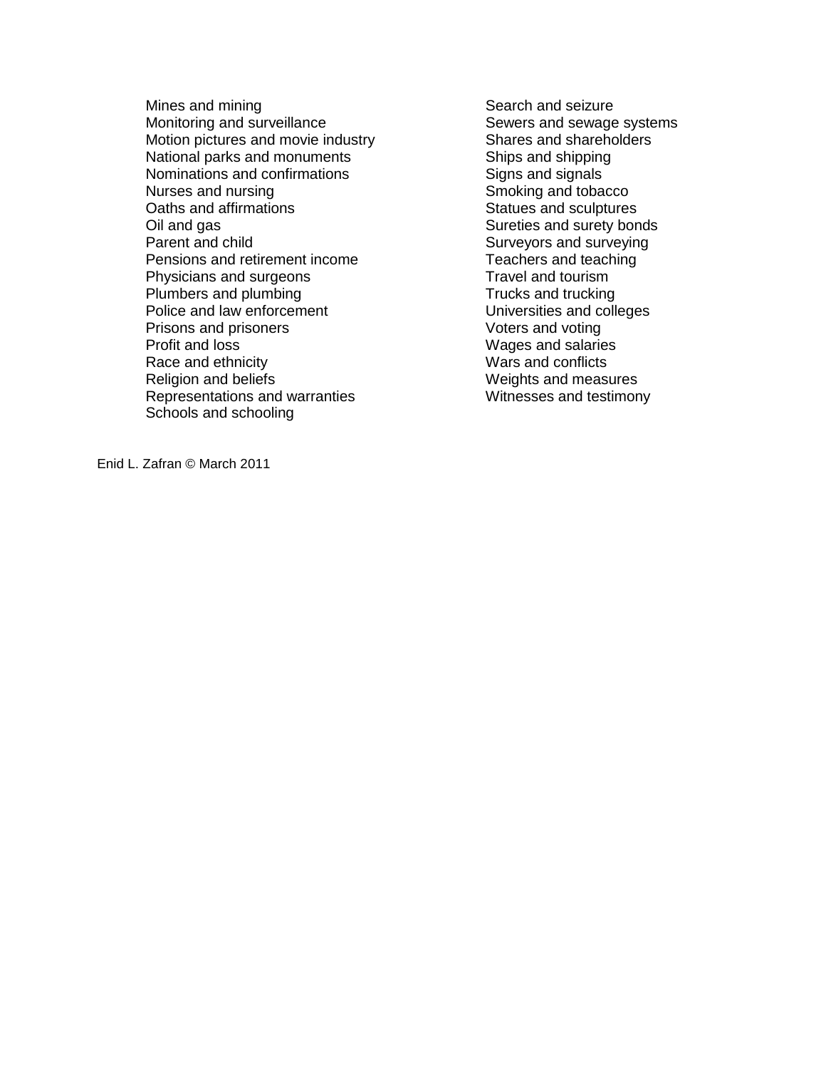Mines and mining
Monitoring and surveillance
Motion pictures and movie industry
National parks and monuments
Nominations and confirmations
Nurses and nursing
Oaths and affirmations
Oil and gas
Parent and child
Pensions and retirement income
Physicians and surgeons
Plumbers and plumbing
Police and law enforcement
Prisons and prisoners
Profit and loss
Race and ethnicity
Religion and beliefs
Representations and warranties
Schools and schooling
Search and seizure
Sewers and sewage systems
Shares and shareholders
Ships and shipping
Signs and signals
Smoking and tobacco
Statues and sculptures
Sureties and surety bonds
Surveyors and surveying
Teachers and teaching
Travel and tourism
Trucks and trucking
Universities and colleges
Voters and voting
Wages and salaries
Wars and conflicts
Weights and measures
Witnesses and testimony

Enid L. Zafran © March 2011